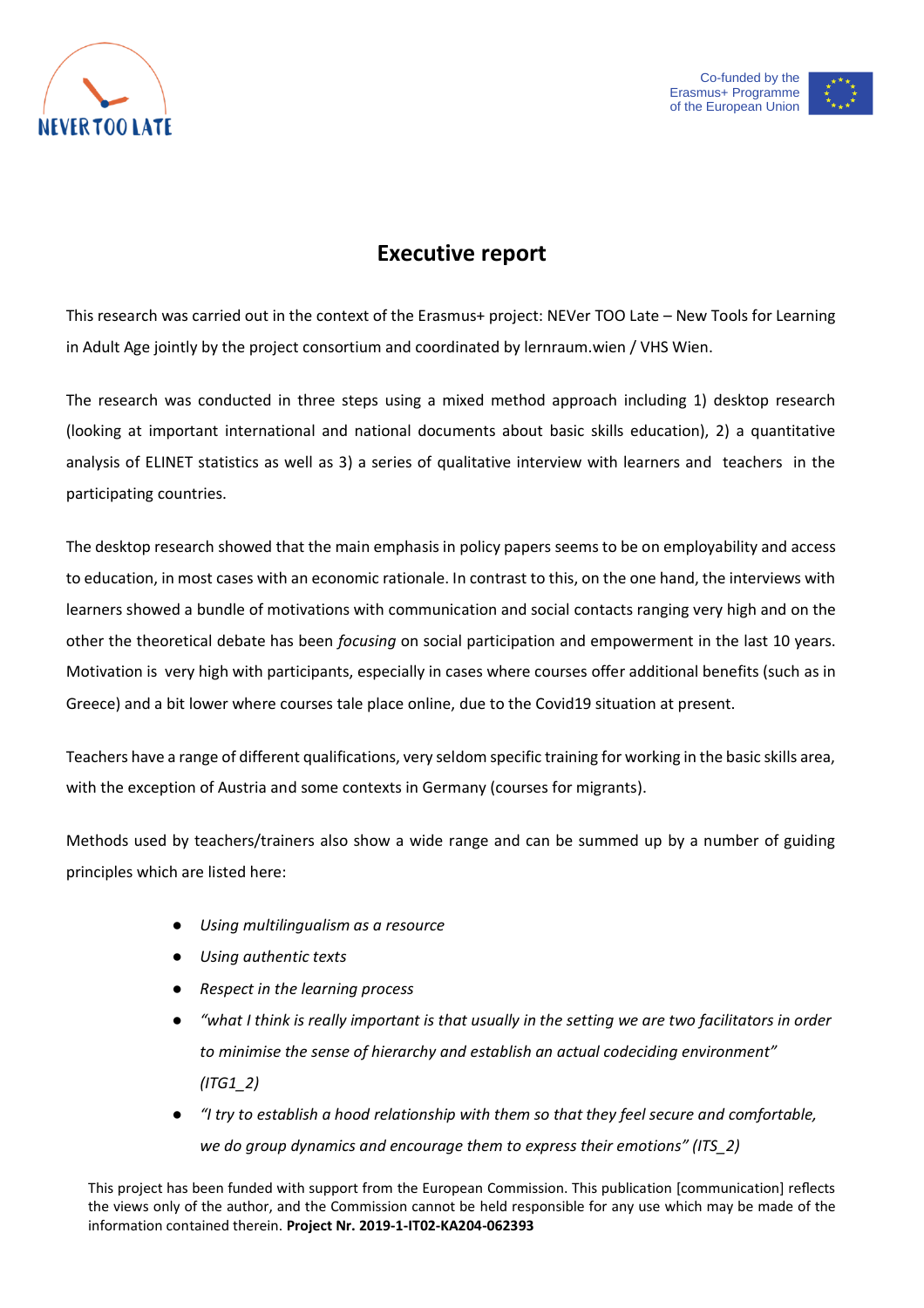# Executive report

This research was carried out in the context of the Erasmus+ project: NEVer TOO Late – New Tools for Learning in Adult Age jointly by the project consortium and coordinated by lernraum.wien / VHS Wien.

The research was conducted in three steps using a mixed method approach including 1) desktop research (looking at important international and national documents about basic skills education), 2) a quantitative analysis of ELINET statistics as well as 3) a series of qualitative interview with learners and teachers in the participating countries.

The desktop research showed that the main emphasis in policy papers seems to be on employability and access to education, in most cases with an economic rationale. In contrast to this, on the one hand, the interviews with learners showed a bundle of motivations with communication and social contacts ranging very high and on the other the theoretical debate has been *focusing* on social participation and empowerment in the last 10 years. Motivation is very high with participants, especially in cases where courses offer additional benefits (such as in Greece) and a bit lower where courses tale place online, due to the Covid19 situation at present.

Teachers have a range of different qualifications, very seldom specific training for working in the basic skills area, with the exception of Austria and some contexts in Germany (courses for migrants).

Methods used by teachers/trainers also show a wide range and can be summed up by a number of guiding principles which are listed here:

- *Using multilingualism as a resource*
- *Using authentic texts*
- *Respect in the learning process*
- *"what I think is really important is that usually in the setting we are two facilitators in order to minimise the sense of hierarchy and establish an actual codeciding environment" (ITG1_2)*
- *"I try to establish a hood relationship with them so that they feel secure and comfortable, we do group dynamics and encourage them to express their emotions" (ITS_2)*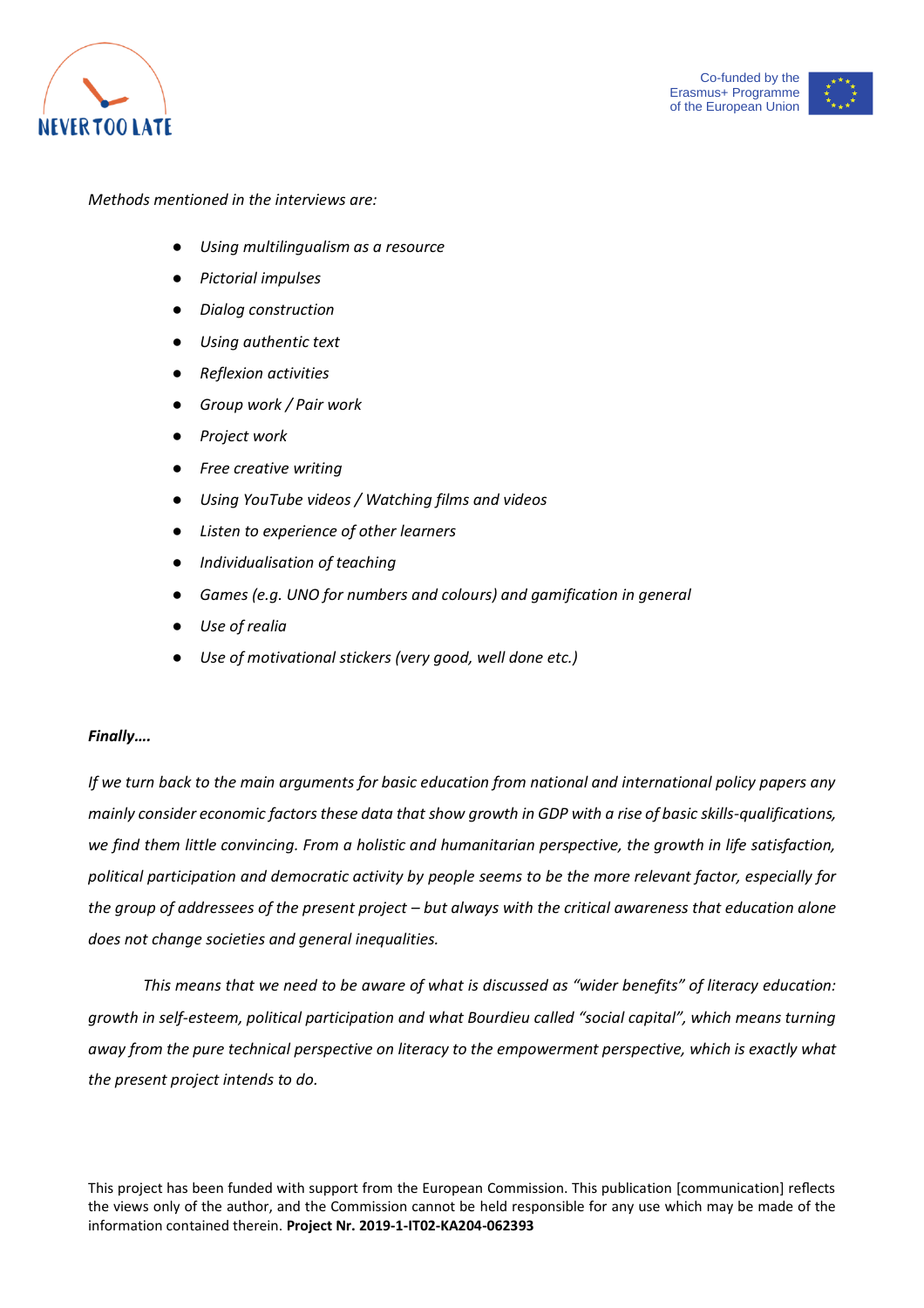*Methods mentioned in the interviews are:*

- *Using multilingualism as a resource*
- *Pictorial impulses*
- *Dialog construction*
- *Using authentic text*
- *Reflexion activities*
- *Group work / Pair work*
- *Project work*
- *Free creative writing*
- *Using YouTube videos / Watching films and videos*
- *Listen to experience of other learners*
- *Individualisation of teaching*
- *Games (e.g. UNO for numbers and colours) and gamification in general*
- *Use of realia*
- *Use of motivational stickers (very good, well done etc.)*

***Finally….***

*If we turn back to the main arguments for basic education from national and international policy papers any mainly consider economic factors these data that show growth in GDP with a rise of basic skills-qualifications, we find them little convincing. From a holistic and humanitarian perspective, the growth in life satisfaction, political participation and democratic activity by people seems to be the more relevant factor, especially for the group of addressees of the present project – but always with the critical awareness that education alone does not change societies and general inequalities.*

*This means that we need to be aware of what is discussed as "wider benefits" of literacy education: growth in self-esteem, political participation and what Bourdieu called "social capital", which means turning away from the pure technical perspective on literacy to the empowerment perspective, which is exactly what the present project intends to do.*